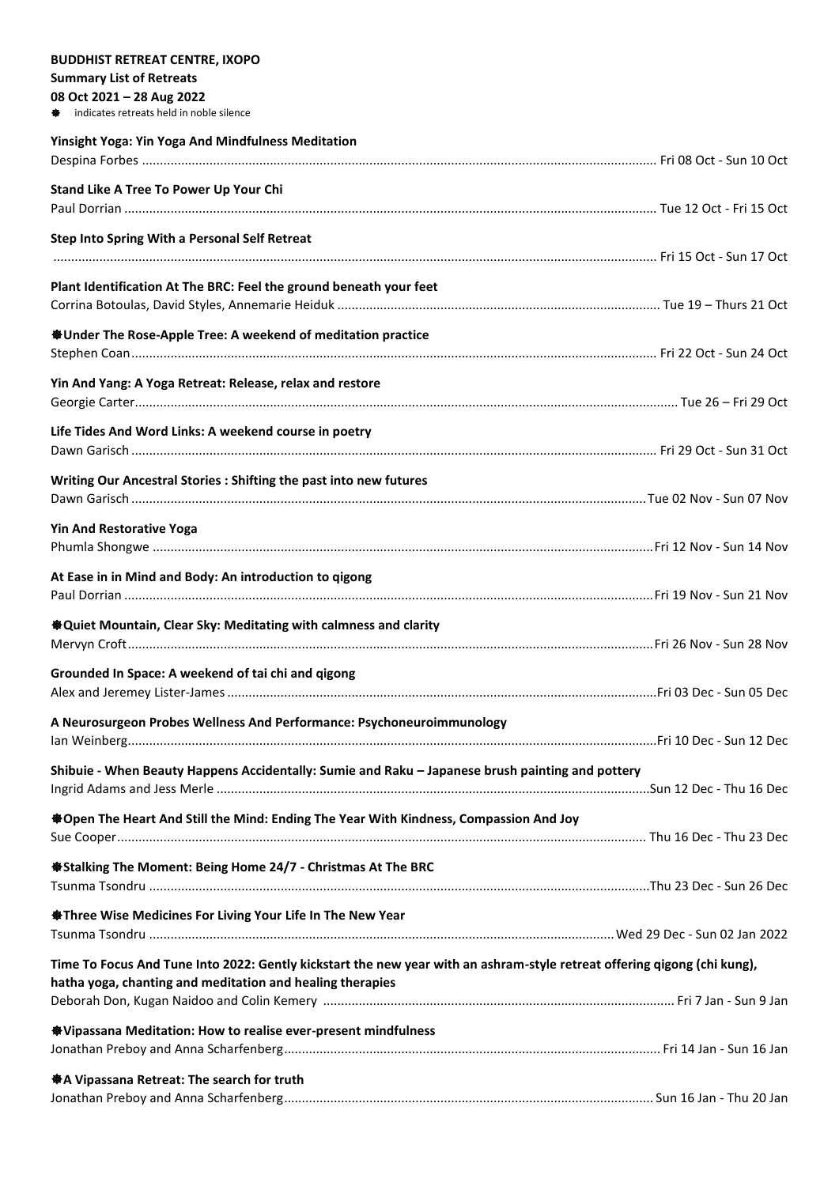**BUDDHIST RETREAT CENTRE, IXOPO**
**Summary List of Retreats**
**08 Oct 2021 – 28 Aug 2022**
❃ indicates retreats held in noble silence

**Yinsight Yoga: Yin Yoga And Mindfulness Meditation**
Despina Forbes ........ Fri 08 Oct - Sun 10 Oct

**Stand Like A Tree To Power Up Your Chi**
Paul Dorrian ........ Tue 12 Oct - Fri 15 Oct

**Step Into Spring With a Personal Self Retreat**
........ Fri 15 Oct - Sun 17 Oct

**Plant Identification At The BRC: Feel the ground beneath your feet**
Corrina Botoulas, David Styles, Annemarie Heiduk ........ Tue 19 – Thurs 21 Oct

**❃Under The Rose-Apple Tree: A weekend of meditation practice**
Stephen Coan ........ Fri 22 Oct - Sun 24 Oct

**Yin And Yang: A Yoga Retreat: Release, relax and restore**
Georgie Carter ........ Tue 26 – Fri 29 Oct

**Life Tides And Word Links: A weekend course in poetry**
Dawn Garisch ........ Fri 29 Oct - Sun 31 Oct

**Writing Our Ancestral Stories : Shifting the past into new futures**
Dawn Garisch ........ Tue 02 Nov - Sun 07 Nov

**Yin And Restorative Yoga**
Phumla Shongwe ........ Fri 12 Nov - Sun 14 Nov

**At Ease in in Mind and Body: An introduction to qigong**
Paul Dorrian ........ Fri 19 Nov - Sun 21 Nov

**❃Quiet Mountain, Clear Sky: Meditating with calmness and clarity**
Mervyn Croft ........ Fri 26 Nov - Sun 28 Nov

**Grounded In Space: A weekend of tai chi and qigong**
Alex and Jeremey Lister-James ........ Fri 03 Dec - Sun 05 Dec

**A Neurosurgeon Probes Wellness And Performance: Psychoneuroimmunology**
Ian Weinberg ........ Fri 10 Dec - Sun 12 Dec

**Shibuie - When Beauty Happens Accidentally: Sumie and Raku – Japanese brush painting and pottery**
Ingrid Adams and Jess Merle ........ Sun 12 Dec - Thu 16 Dec

**❃Open The Heart And Still the Mind: Ending The Year With Kindness, Compassion And Joy**
Sue Cooper ........ Thu 16 Dec - Thu 23 Dec

**❃Stalking The Moment: Being Home 24/7 - Christmas At The BRC**
Tsunma Tsondru ........ Thu 23 Dec - Sun 26 Dec

**❃Three Wise Medicines For Living Your Life In The New Year**
Tsunma Tsondru ........ Wed 29 Dec - Sun 02 Jan 2022

**Time To Focus And Tune Into 2022: Gently kickstart the new year with an ashram-style retreat offering qigong (chi kung), hatha yoga, chanting and meditation and healing therapies**
Deborah Don, Kugan Naidoo and Colin Kemery ........ Fri 7 Jan - Sun 9 Jan

**❃Vipassana Meditation: How to realise ever-present mindfulness**
Jonathan Preboy and Anna Scharfenberg ........ Fri 14 Jan - Sun 16 Jan

**❃A Vipassana Retreat: The search for truth**
Jonathan Preboy and Anna Scharfenberg ........ Sun 16 Jan - Thu 20 Jan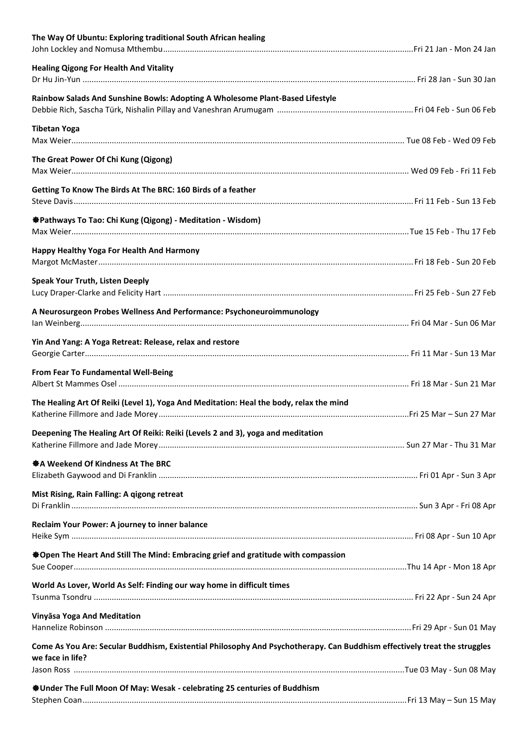**The Way Of Ubuntu: Exploring traditional South African healing**
John Lockley and Nomusa Mthembu....................Fri 21 Jan - Mon 24 Jan

**Healing Qigong For Health And Vitality**
Dr Hu Jin-Yun....................Fri 28 Jan - Sun 30 Jan

**Rainbow Salads And Sunshine Bowls: Adopting A Wholesome Plant-Based Lifestyle**
Debbie Rich, Sascha Türk, Nishalin Pillay and Vaneshran Arumugam....................Fri 04 Feb - Sun 06 Feb

**Tibetan Yoga**
Max Weier....................Tue 08 Feb - Wed 09 Feb

**The Great Power Of Chi Kung (Qigong)**
Max Weier....................Wed 09 Feb - Fri 11 Feb

**Getting To Know The Birds At The BRC: 160 Birds of a feather**
Steve Davis....................Fri 11 Feb - Sun 13 Feb

**❋Pathways To Tao: Chi Kung (Qigong) - Meditation - Wisdom)**
Max Weier....................Tue 15 Feb - Thu 17 Feb

**Happy Healthy Yoga For Health And Harmony**
Margot McMaster....................Fri 18 Feb - Sun 20 Feb

**Speak Your Truth, Listen Deeply**
Lucy Draper-Clarke and Felicity Hart....................Fri 25 Feb - Sun 27 Feb

**A Neurosurgeon Probes Wellness And Performance: Psychoneuroimmunology**
Ian Weinberg....................Fri 04 Mar - Sun 06 Mar

**Yin And Yang: A Yoga Retreat: Release, relax and restore**
Georgie Carter....................Fri 11 Mar - Sun 13 Mar

**From Fear To Fundamental Well-Being**
Albert St Mammes Osel....................Fri 18 Mar - Sun 21 Mar

**The Healing Art Of Reiki (Level 1), Yoga And Meditation: Heal the body, relax the mind**
Katherine Fillmore and Jade Morey....................Fri 25 Mar – Sun 27 Mar

**Deepening The Healing Art Of Reiki: Reiki (Levels 2 and 3), yoga and meditation**
Katherine Fillmore and Jade Morey....................Sun 27 Mar - Thu 31 Mar

**❋A Weekend Of Kindness At The BRC**
Elizabeth Gaywood and Di Franklin....................Fri 01 Apr - Sun 3 Apr

**Mist Rising, Rain Falling: A qigong retreat**
Di Franklin....................Sun 3 Apr - Fri 08 Apr

**Reclaim Your Power: A journey to inner balance**
Heike Sym....................Fri 08 Apr - Sun 10 Apr

**❋Open The Heart And Still The Mind: Embracing grief and gratitude with compassion**
Sue Cooper....................Thu 14 Apr - Mon 18 Apr

**World As Lover, World As Self: Finding our way home in difficult times**
Tsunma Tsondru....................Fri 22 Apr - Sun 24 Apr

**Vinyāsa Yoga And Meditation**
Hannelize Robinson....................Fri 29 Apr - Sun 01 May

**Come As You Are: Secular Buddhism, Existential Philosophy And Psychotherapy. Can Buddhism effectively treat the struggles we face in life?**
Jason Ross....................Tue 03 May - Sun 08 May

**❋Under The Full Moon Of May: Wesak - celebrating 25 centuries of Buddhism**
Stephen Coan....................Fri 13 May – Sun 15 May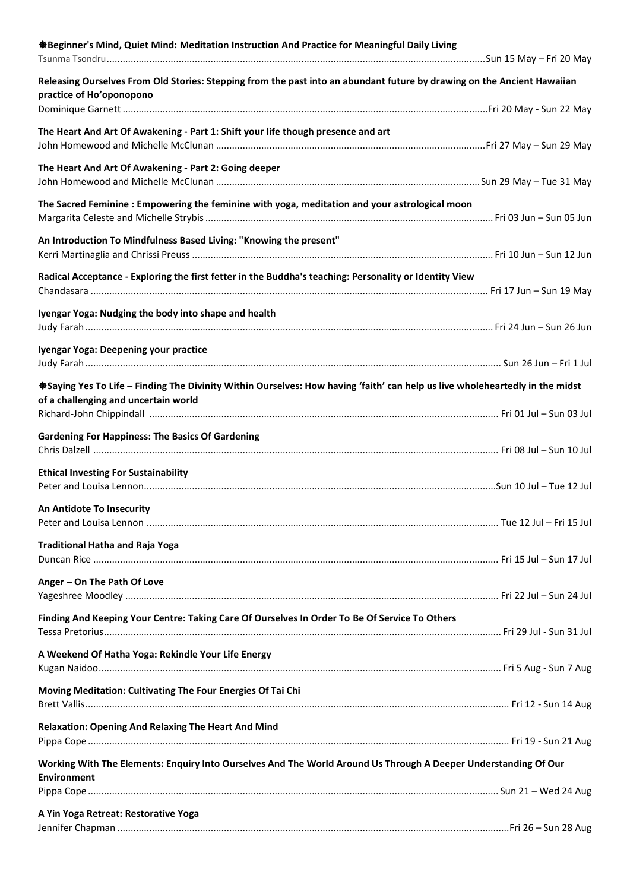**❁Beginner's Mind, Quiet Mind: Meditation Instruction And Practice for Meaningful Daily Living**
Tsunma Tsondru .......... Sun 15 May – Fri 20 May

**Releasing Ourselves From Old Stories: Stepping from the past into an abundant future by drawing on the Ancient Hawaiian practice of Ho'oponopono**
Dominique Garnett .......... Fri 20 May - Sun 22 May

**The Heart And Art Of Awakening - Part 1: Shift your life though presence and art**
John Homewood and Michelle McClunan .......... Fri 27 May – Sun 29 May

**The Heart And Art Of Awakening - Part 2: Going deeper**
John Homewood and Michelle McClunan .......... Sun 29 May – Tue 31 May

**The Sacred Feminine : Empowering the feminine with yoga, meditation and your astrological moon**
Margarita Celeste and Michelle Strybis .......... Fri 03 Jun – Sun 05 Jun

**An Introduction To Mindfulness Based Living: "Knowing the present"**
Kerri Martinaglia and Chrissi Preuss .......... Fri 10 Jun – Sun 12 Jun

**Radical Acceptance - Exploring the first fetter in the Buddha's teaching: Personality or Identity View**
Chandasara .......... Fri 17 Jun – Sun 19 May

**Iyengar Yoga: Nudging the body into shape and health**
Judy Farah .......... Fri 24 Jun – Sun 26 Jun

**Iyengar Yoga: Deepening your practice**
Judy Farah .......... Sun 26 Jun – Fri 1 Jul

**❁Saying Yes To Life – Finding The Divinity Within Ourselves: How having 'faith' can help us live wholeheartedly in the midst of a challenging and uncertain world**
Richard-John Chippindall .......... Fri 01 Jul – Sun 03 Jul

**Gardening For Happiness: The Basics Of Gardening**
Chris Dalzell .......... Fri 08 Jul – Sun 10 Jul

**Ethical Investing For Sustainability**
Peter and Louisa Lennon .......... Sun 10 Jul – Tue 12 Jul

**An Antidote To Insecurity**
Peter and Louisa Lennon .......... Tue 12 Jul – Fri 15 Jul

**Traditional Hatha and Raja Yoga**
Duncan Rice .......... Fri 15 Jul – Sun 17 Jul

**Anger – On The Path Of Love**
Yageshree Moodley .......... Fri 22 Jul – Sun 24 Jul

**Finding And Keeping Your Centre: Taking Care Of Ourselves In Order To Be Of Service To Others**
Tessa Pretorius .......... Fri 29 Jul - Sun 31 Jul

**A Weekend Of Hatha Yoga: Rekindle Your Life Energy**
Kugan Naidoo .......... Fri 5 Aug - Sun 7 Aug

**Moving Meditation: Cultivating The Four Energies Of Tai Chi**
Brett Vallis .......... Fri 12 - Sun 14 Aug

**Relaxation: Opening And Relaxing The Heart And Mind**
Pippa Cope .......... Fri 19 - Sun 21 Aug

**Working With The Elements: Enquiry Into Ourselves And The World Around Us Through A Deeper Understanding Of Our Environment**
Pippa Cope .......... Sun 21 – Wed 24 Aug

**A Yin Yoga Retreat: Restorative Yoga**
Jennifer Chapman .......... Fri 26 – Sun 28 Aug